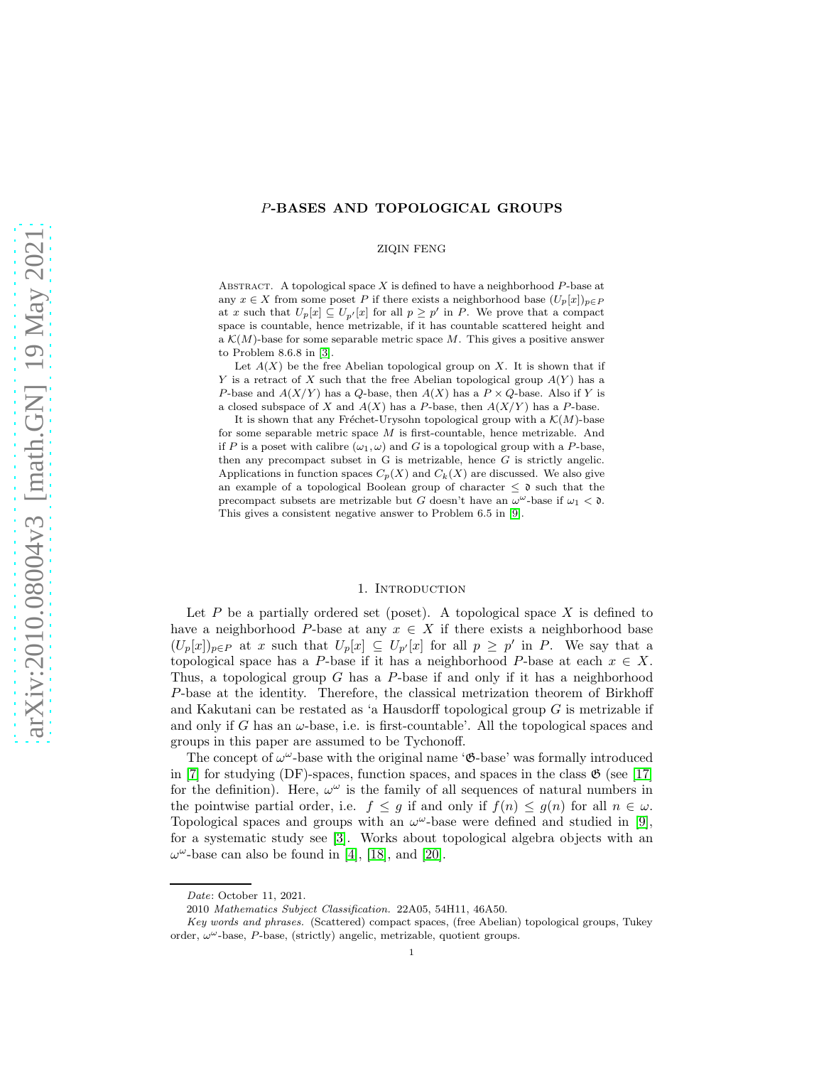# $P$-BASES AND TOPOLOGICAL GROUPS

ZIQIN FENG

Abstract. A topological space $X$ is defined to have a neighborhood $P$-base at any $x \in X$ from some poset $P$ if there exists a neighborhood base $(U_p[x])_{p\in P}$ at $x$ such that $U_p[x] \subseteq U_{p'}[x]$ for all $p \geq p'$ in $P$. We prove that a compact space is countable, hence metrizable, if it has countable scattered height and a $\mathcal{K}(M)$-base for some separable metric space $M$. This gives a positive answer to Problem 8.6.8 in [3].

Let $A(X)$ be the free Abelian topological group on $X$. It is shown that if $Y$ is a retract of $X$ such that the free Abelian topological group $A(Y)$ has a $P$-base and $A(X/Y)$ has a $Q$-base, then $A(X)$ has a $P \times Q$-base. Also if $Y$ is a closed subspace of $X$ and $A(X)$ has a $P$-base, then $A(X/Y)$ has a $P$-base.

It is shown that any Fréchet-Urysohn topological group with a $\mathcal{K}(M)$-base for some separable metric space $M$ is first-countable, hence metrizable. And if $P$ is a poset with calibre $(\omega_1, \omega)$ and $G$ is a topological group with a $P$-base, then any precompact subset in G is metrizable, hence $G$ is strictly angelic. Applications in function spaces $C_p(X)$ and $C_k(X)$ are discussed. We also give an example of a topological Boolean group of character $\leq \mathfrak{d}$ such that the precompact subsets are metrizable but $G$ doesn't have an $\omega^\omega$-base if $\omega_1 < \mathfrak{d}$. This gives a consistent negative answer to Problem 6.5 in [9].

## 1. Introduction

Let $P$ be a partially ordered set (poset). A topological space $X$ is defined to have a neighborhood $P$-base at any $x \in X$ if there exists a neighborhood base $(U_p[x])_{p\in P}$ at $x$ such that $U_p[x] \subseteq U_{p'}[x]$ for all $p \geq p'$ in $P$. We say that a topological space has a $P$-base if it has a neighborhood $P$-base at each $x \in X$. Thus, a topological group $G$ has a $P$-base if and only if it has a neighborhood $P$-base at the identity. Therefore, the classical metrization theorem of Birkhoff and Kakutani can be restated as 'a Hausdorff topological group $G$ is metrizable if and only if $G$ has an $\omega$-base, i.e. is first-countable'. All the topological spaces and groups in this paper are assumed to be Tychonoff.

The concept of $\omega^\omega$-base with the original name '$\mathfrak{G}$-base' was formally introduced in [7] for studying (DF)-spaces, function spaces, and spaces in the class $\mathfrak{G}$ (see [17] for the definition). Here, $\omega^\omega$ is the family of all sequences of natural numbers in the pointwise partial order, i.e. $f \leq g$ if and only if $f(n) \leq g(n)$ for all $n \in \omega$. Topological spaces and groups with an $\omega^\omega$-base were defined and studied in [9], for a systematic study see [3]. Works about topological algebra objects with an $\omega^\omega$-base can also be found in [4], [18], and [20].

*Date*: October 11, 2021.

2010 *Mathematics Subject Classification.* 22A05, 54H11, 46A50.

*Key words and phrases.* (Scattered) compact spaces, (free Abelian) topological groups, Tukey order, $\omega^\omega$-base, $P$-base, (strictly) angelic, metrizable, quotient groups.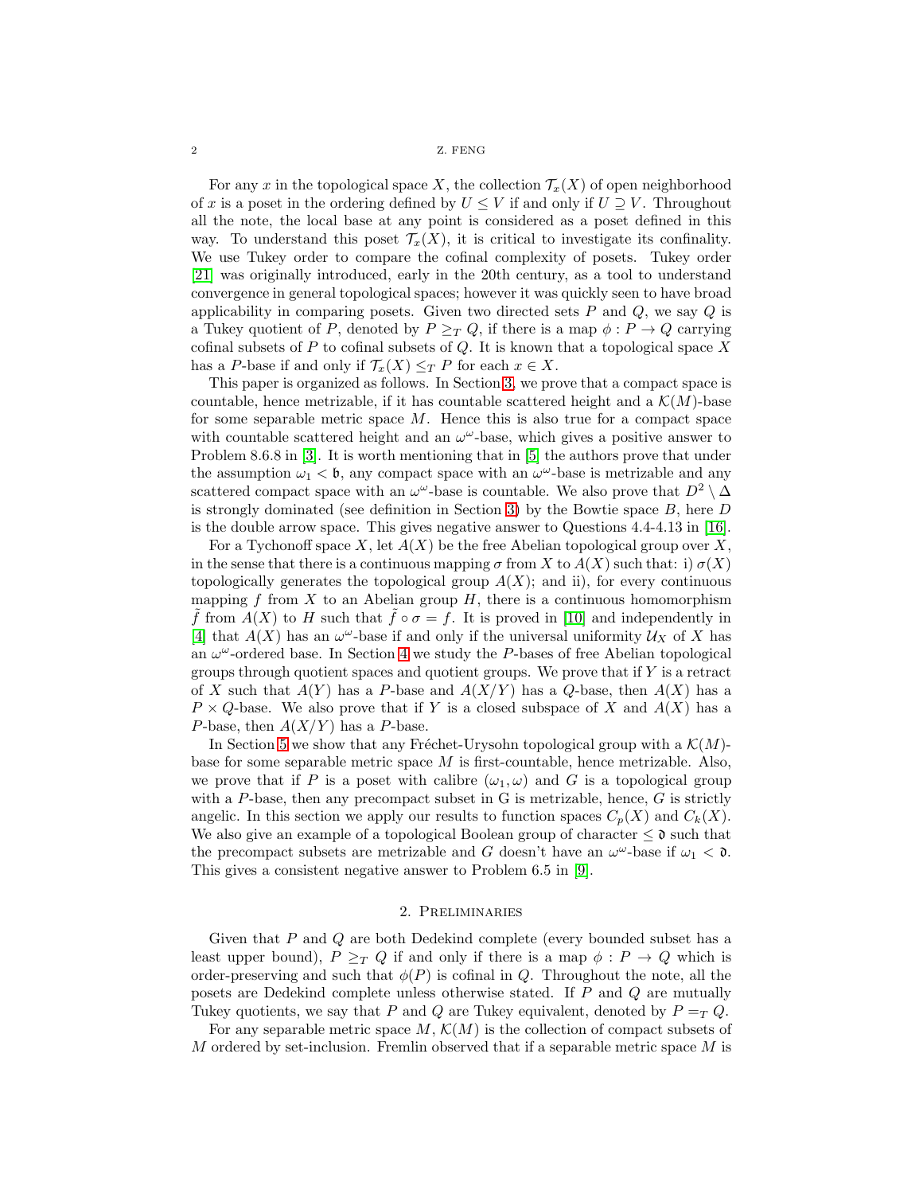For any $x$ in the topological space $X$, the collection $\mathcal{T}_x(X)$ of open neighborhood of $x$ is a poset in the ordering defined by $U \le V$ if and only if $U \supseteq V$. Throughout all the note, the local base at any point is considered as a poset defined in this way. To understand this poset $\mathcal{T}_x(X)$, it is critical to investigate its confinality. We use Tukey order to compare the cofinal complexity of posets. Tukey order [21] was originally introduced, early in the 20th century, as a tool to understand convergence in general topological spaces; however it was quickly seen to have broad applicability in comparing posets. Given two directed sets $P$ and $Q$, we say $Q$ is a Tukey quotient of $P$, denoted by $P \ge_T Q$, if there is a map $\phi : P \to Q$ carrying cofinal subsets of $P$ to cofinal subsets of $Q$. It is known that a topological space $X$ has a $P$-base if and only if $\mathcal{T}_x(X) \le_T P$ for each $x \in X$.

This paper is organized as follows. In Section 3, we prove that a compact space is countable, hence metrizable, if it has countable scattered height and a $\mathcal{K}(M)$-base for some separable metric space $M$. Hence this is also true for a compact space with countable scattered height and an $\omega^\omega$-base, which gives a positive answer to Problem 8.6.8 in [3]. It is worth mentioning that in [5] the authors prove that under the assumption $\omega_1 < \mathfrak{b}$, any compact space with an $\omega^\omega$-base is metrizable and any scattered compact space with an $\omega^\omega$-base is countable. We also prove that $D^2 \setminus \Delta$ is strongly dominated (see definition in Section 3) by the Bowtie space $B$, here $D$ is the double arrow space. This gives negative answer to Questions 4.4-4.13 in [16].

For a Tychonoff space $X$, let $A(X)$ be the free Abelian topological group over $X$, in the sense that there is a continuous mapping $\sigma$ from $X$ to $A(X)$ such that: i) $\sigma(X)$ topologically generates the topological group $A(X)$; and ii), for every continuous mapping $f$ from $X$ to an Abelian group $H$, there is a continuous homomorphism $\tilde{f}$ from $A(X)$ to $H$ such that $\tilde{f} \circ \sigma = f$. It is proved in [10] and independently in [4] that $A(X)$ has an $\omega^\omega$-base if and only if the universal uniformity $\mathcal{U}_X$ of $X$ has an $\omega^\omega$-ordered base. In Section 4 we study the $P$-bases of free Abelian topological groups through quotient spaces and quotient groups. We prove that if $Y$ is a retract of $X$ such that $A(Y)$ has a $P$-base and $A(X/Y)$ has a $Q$-base, then $A(X)$ has a $P \times Q$-base. We also prove that if $Y$ is a closed subspace of $X$ and $A(X)$ has a $P$-base, then $A(X/Y)$ has a $P$-base.

In Section 5 we show that any Fréchet-Urysohn topological group with a $\mathcal{K}(M)$-base for some separable metric space $M$ is first-countable, hence metrizable. Also, we prove that if $P$ is a poset with calibre $(\omega_1, \omega)$ and $G$ is a topological group with a $P$-base, then any precompact subset in G is metrizable, hence, $G$ is strictly angelic. In this section we apply our results to function spaces $C_p(X)$ and $C_k(X)$. We also give an example of a topological Boolean group of character $\le \mathfrak{d}$ such that the precompact subsets are metrizable and $G$ doesn't have an $\omega^\omega$-base if $\omega_1 < \mathfrak{d}$. This gives a consistent negative answer to Problem 6.5 in [9].

## 2. Preliminaries

Given that $P$ and $Q$ are both Dedekind complete (every bounded subset has a least upper bound), $P \ge_T Q$ if and only if there is a map $\phi : P \to Q$ which is order-preserving and such that $\phi(P)$ is cofinal in $Q$. Throughout the note, all the posets are Dedekind complete unless otherwise stated. If $P$ and $Q$ are mutually Tukey quotients, we say that $P$ and $Q$ are Tukey equivalent, denoted by $P =_T Q$.

For any separable metric space $M$, $\mathcal{K}(M)$ is the collection of compact subsets of $M$ ordered by set-inclusion. Fremlin observed that if a separable metric space $M$ is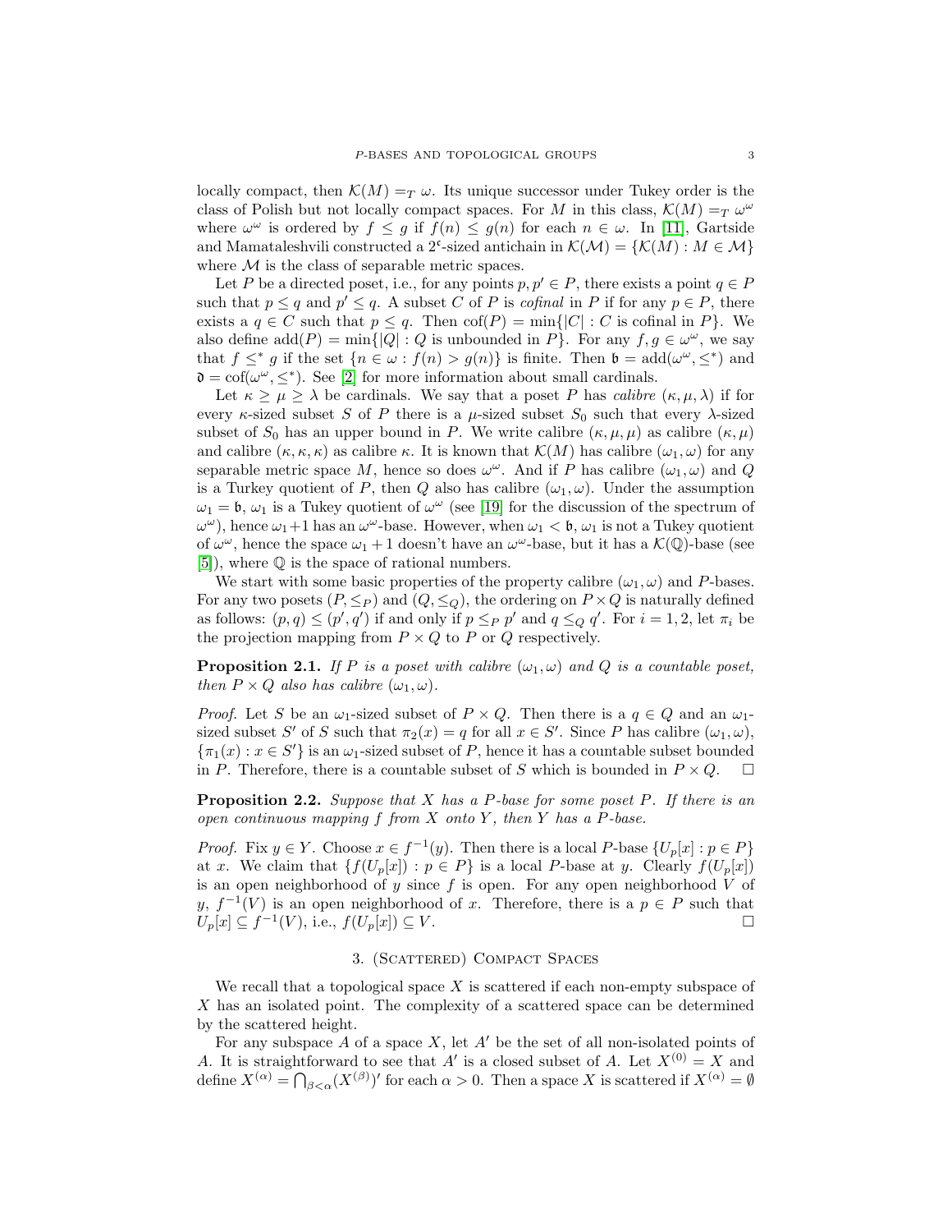locally compact, then $\mathcal{K}(M) =_T \omega$. Its unique successor under Tukey order is the class of Polish but not locally compact spaces. For $M$ in this class, $\mathcal{K}(M) =_T \omega^\omega$ where $\omega^\omega$ is ordered by $f \leq g$ if $f(n) \leq g(n)$ for each $n \in \omega$. In [11], Gartside and Mamataleshvili constructed a $2^{\mathfrak{c}}$-sized antichain in $\mathcal{K}(\mathcal{M}) = \{\mathcal{K}(M) : M \in \mathcal{M}\}$ where $\mathcal{M}$ is the class of separable metric spaces.

Let $P$ be a directed poset, i.e., for any points $p, p' \in P$, there exists a point $q \in P$ such that $p \leq q$ and $p' \leq q$. A subset $C$ of $P$ is *cofinal* in $P$ if for any $p \in P$, there exists a $q \in C$ such that $p \leq q$. Then $\mathrm{cof}(P) = \min\{|C| : C \text{ is cofinal in } P\}$. We also define $\mathrm{add}(P) = \min\{|Q| : Q \text{ is unbounded in } P\}$. For any $f, g \in \omega^\omega$, we say that $f \leq^* g$ if the set $\{n \in \omega : f(n) > g(n)\}$ is finite. Then $\mathfrak{b} = \mathrm{add}(\omega^\omega, \leq^*)$ and $\mathfrak{d} = \mathrm{cof}(\omega^\omega, \leq^*)$. See [2] for more information about small cardinals.

Let $\kappa \geq \mu \geq \lambda$ be cardinals. We say that a poset $P$ has *calibre* $(\kappa, \mu, \lambda)$ if for every $\kappa$-sized subset $S$ of $P$ there is a $\mu$-sized subset $S_0$ such that every $\lambda$-sized subset of $S_0$ has an upper bound in $P$. We write calibre $(\kappa, \mu, \mu)$ as calibre $(\kappa, \mu)$ and calibre $(\kappa, \kappa, \kappa)$ as calibre $\kappa$. It is known that $\mathcal{K}(M)$ has calibre $(\omega_1, \omega)$ for any separable metric space $M$, hence so does $\omega^\omega$. And if $P$ has calibre $(\omega_1, \omega)$ and $Q$ is a Turkey quotient of $P$, then $Q$ also has calibre $(\omega_1, \omega)$. Under the assumption $\omega_1 = \mathfrak{b}$, $\omega_1$ is a Tukey quotient of $\omega^\omega$ (see [19] for the discussion of the spectrum of $\omega^\omega$), hence $\omega_1 + 1$ has an $\omega^\omega$-base. However, when $\omega_1 < \mathfrak{b}$, $\omega_1$ is not a Tukey quotient of $\omega^\omega$, hence the space $\omega_1 + 1$ doesn't have an $\omega^\omega$-base, but it has a $\mathcal{K}(\mathbb{Q})$-base (see [5]), where $\mathbb{Q}$ is the space of rational numbers.

We start with some basic properties of the property calibre $(\omega_1, \omega)$ and $P$-bases. For any two posets $(P, \leq_P)$ and $(Q, \leq_Q)$, the ordering on $P \times Q$ is naturally defined as follows: $(p, q) \leq (p', q')$ if and only if $p \leq_P p'$ and $q \leq_Q q'$. For $i = 1, 2$, let $\pi_i$ be the projection mapping from $P \times Q$ to $P$ or $Q$ respectively.

**Proposition 2.1.** *If $P$ is a poset with calibre $(\omega_1, \omega)$ and $Q$ is a countable poset, then $P \times Q$ also has calibre $(\omega_1, \omega)$.*

*Proof.* Let $S$ be an $\omega_1$-sized subset of $P \times Q$. Then there is a $q \in Q$ and an $\omega_1$-sized subset $S'$ of $S$ such that $\pi_2(x) = q$ for all $x \in S'$. Since $P$ has calibre $(\omega_1, \omega)$, $\{\pi_1(x) : x \in S'\}$ is an $\omega_1$-sized subset of $P$, hence it has a countable subset bounded in $P$. Therefore, there is a countable subset of $S$ which is bounded in $P \times Q$. $\square$

**Proposition 2.2.** *Suppose that $X$ has a $P$-base for some poset $P$. If there is an open continuous mapping $f$ from $X$ onto $Y$, then $Y$ has a $P$-base.*

*Proof.* Fix $y \in Y$. Choose $x \in f^{-1}(y)$. Then there is a local $P$-base $\{U_p[x] : p \in P\}$ at $x$. We claim that $\{f(U_p[x]) : p \in P\}$ is a local $P$-base at $y$. Clearly $f(U_p[x])$ is an open neighborhood of $y$ since $f$ is open. For any open neighborhood $V$ of $y$, $f^{-1}(V)$ is an open neighborhood of $x$. Therefore, there is a $p \in P$ such that $U_p[x] \subseteq f^{-1}(V)$, i.e., $f(U_p[x]) \subseteq V$. $\square$

## 3. (Scattered) Compact Spaces

We recall that a topological space $X$ is scattered if each non-empty subspace of $X$ has an isolated point. The complexity of a scattered space can be determined by the scattered height.

For any subspace $A$ of a space $X$, let $A'$ be the set of all non-isolated points of $A$. It is straightforward to see that $A'$ is a closed subset of $A$. Let $X^{(0)} = X$ and define $X^{(\alpha)} = \bigcap_{\beta < \alpha} (X^{(\beta)})'$ for each $\alpha > 0$. Then a space $X$ is scattered if $X^{(\alpha)} = \emptyset$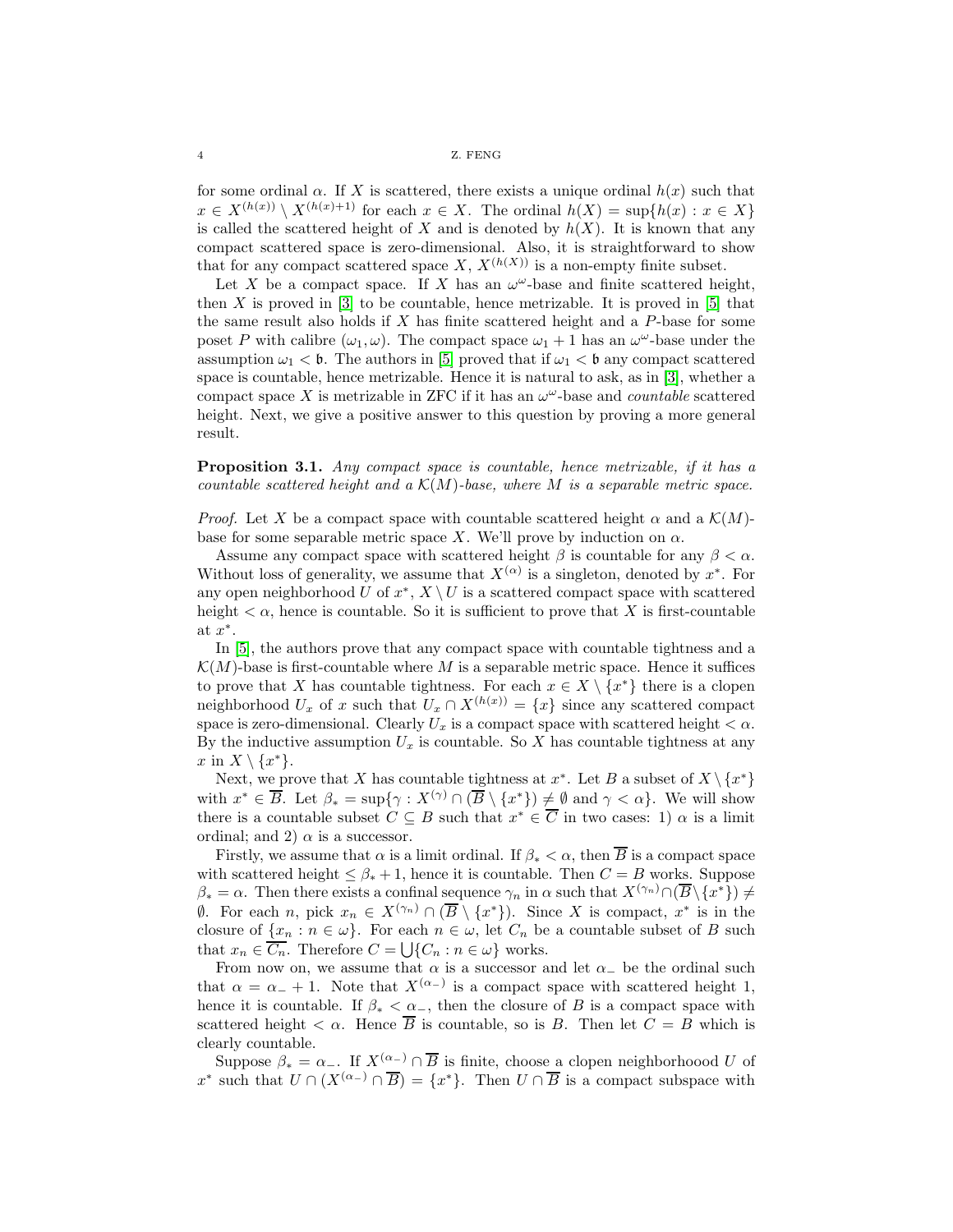for some ordinal $\alpha$. If $X$ is scattered, there exists a unique ordinal $h(x)$ such that $x \in X^{(h(x))} \setminus X^{(h(x)+1)}$ for each $x \in X$. The ordinal $h(X) = \sup\{h(x) : x \in X\}$ is called the scattered height of $X$ and is denoted by $h(X)$. It is known that any compact scattered space is zero-dimensional. Also, it is straightforward to show that for any compact scattered space $X$, $X^{(h(X))}$ is a non-empty finite subset.

Let $X$ be a compact space. If $X$ has an $\omega^\omega$-base and finite scattered height, then $X$ is proved in [3] to be countable, hence metrizable. It is proved in [5] that the same result also holds if $X$ has finite scattered height and a $P$-base for some poset $P$ with calibre $(\omega_1, \omega)$. The compact space $\omega_1 + 1$ has an $\omega^\omega$-base under the assumption $\omega_1 < \mathfrak{b}$. The authors in [5] proved that if $\omega_1 < \mathfrak{b}$ any compact scattered space is countable, hence metrizable. Hence it is natural to ask, as in [3], whether a compact space $X$ is metrizable in ZFC if it has an $\omega^\omega$-base and *countable* scattered height. Next, we give a positive answer to this question by proving a more general result.

**Proposition 3.1.** *Any compact space is countable, hence metrizable, if it has a countable scattered height and a $\mathcal{K}(M)$-base, where $M$ is a separable metric space.*

*Proof.* Let $X$ be a compact space with countable scattered height $\alpha$ and a $\mathcal{K}(M)$-base for some separable metric space $X$. We'll prove by induction on $\alpha$.

Assume any compact space with scattered height $\beta$ is countable for any $\beta < \alpha$. Without loss of generality, we assume that $X^{(\alpha)}$ is a singleton, denoted by $x^*$. For any open neighborhood $U$ of $x^*$, $X \setminus U$ is a scattered compact space with scattered height $< \alpha$, hence is countable. So it is sufficient to prove that $X$ is first-countable at $x^*$.

In [5], the authors prove that any compact space with countable tightness and a $\mathcal{K}(M)$-base is first-countable where $M$ is a separable metric space. Hence it suffices to prove that $X$ has countable tightness. For each $x \in X \setminus \{x^*\}$ there is a clopen neighborhood $U_x$ of $x$ such that $U_x \cap X^{(h(x))} = \{x\}$ since any scattered compact space is zero-dimensional. Clearly $U_x$ is a compact space with scattered height $< \alpha$. By the inductive assumption $U_x$ is countable. So $X$ has countable tightness at any $x$ in $X \setminus \{x^*\}$.

Next, we prove that $X$ has countable tightness at $x^*$. Let $B$ a subset of $X \setminus \{x^*\}$ with $x^* \in \overline{B}$. Let $\beta_* = \sup\{\gamma : X^{(\gamma)} \cap (\overline{B} \setminus \{x^*\}) \neq \emptyset \text{ and } \gamma < \alpha\}$. We will show there is a countable subset $C \subseteq B$ such that $x^* \in \overline{C}$ in two cases: 1) $\alpha$ is a limit ordinal; and 2) $\alpha$ is a successor.

Firstly, we assume that $\alpha$ is a limit ordinal. If $\beta_* < \alpha$, then $\overline{B}$ is a compact space with scattered height $\leq \beta_* + 1$, hence it is countable. Then $C = B$ works. Suppose $\beta_* = \alpha$. Then there exists a confinal sequence $\gamma_n$ in $\alpha$ such that $X^{(\gamma_n)} \cap (\overline{B} \setminus \{x^*\}) \neq \emptyset$. For each $n$, pick $x_n \in X^{(\gamma_n)} \cap (\overline{B} \setminus \{x^*\})$. Since $X$ is compact, $x^*$ is in the closure of $\{x_n : n \in \omega\}$. For each $n \in \omega$, let $C_n$ be a countable subset of $B$ such that $x_n \in \overline{C_n}$. Therefore $C = \bigcup\{C_n : n \in \omega\}$ works.

From now on, we assume that $\alpha$ is a successor and let $\alpha_-$ be the ordinal such that $\alpha = \alpha_- + 1$. Note that $X^{(\alpha_-)}$ is a compact space with scattered height 1, hence it is countable. If $\beta_* < \alpha_-$, then the closure of $B$ is a compact space with scattered height $< \alpha$. Hence $\overline{B}$ is countable, so is $B$. Then let $C = B$ which is clearly countable.

Suppose $\beta_* = \alpha_-$. If $X^{(\alpha_-)} \cap \overline{B}$ is finite, choose a clopen neighborhoood $U$ of $x^*$ such that $U \cap (X^{(\alpha_-)} \cap \overline{B}) = \{x^*\}$. Then $U \cap \overline{B}$ is a compact subspace with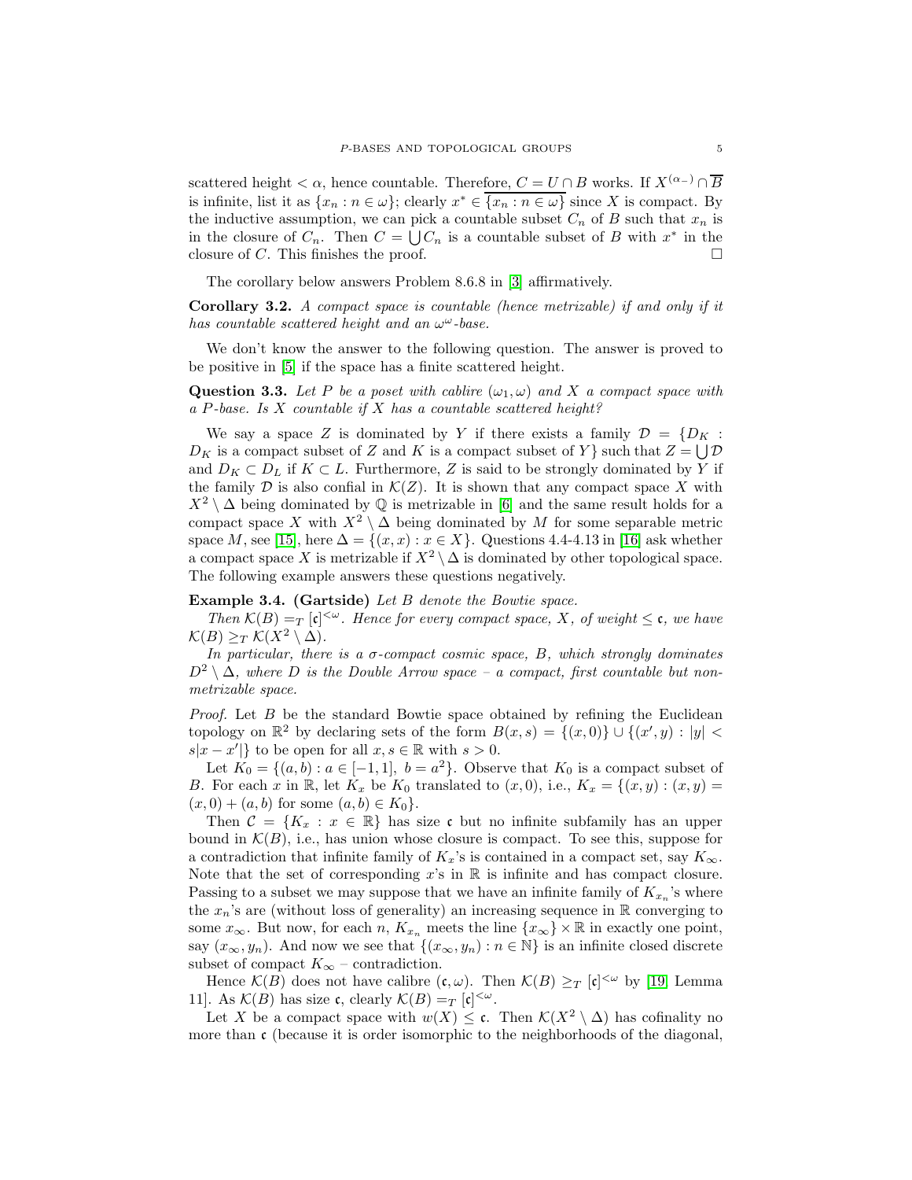scattered height $< \alpha$, hence countable. Therefore, $C = U \cap B$ works. If $X^{(\alpha_-)} \cap \overline{B}$ is infinite, list it as $\{x_n : n \in \omega\}$; clearly $x^* \in \overline{\{x_n : n \in \omega\}}$ since $X$ is compact. By the inductive assumption, we can pick a countable subset $C_n$ of $B$ such that $x_n$ is in the closure of $C_n$. Then $C = \bigcup C_n$ is a countable subset of $B$ with $x^*$ in the closure of $C$. This finishes the proof. $\square$

The corollary below answers Problem 8.6.8 in [3] affirmatively.

**Corollary 3.2.** *A compact space is countable (hence metrizable) if and only if it has countable scattered height and an $\omega^\omega$-base.*

We don't know the answer to the following question. The answer is proved to be positive in [5] if the space has a finite scattered height.

**Question 3.3.** *Let $P$ be a poset with cablire $(\omega_1, \omega)$ and $X$ a compact space with a $P$-base. Is $X$ countable if $X$ has a countable scattered height?*

We say a space $Z$ is dominated by $Y$ if there exists a family $\mathcal{D} = \{D_K : D_K$ is a compact subset of $Z$ and $K$ is a compact subset of $Y\}$ such that $Z = \bigcup \mathcal{D}$ and $D_K \subset D_L$ if $K \subset L$. Furthermore, $Z$ is said to be strongly dominated by $Y$ if the family $\mathcal{D}$ is also confial in $\mathcal{K}(Z)$. It is shown that any compact space $X$ with $X^2 \setminus \Delta$ being dominated by $\mathbb{Q}$ is metrizable in [6] and the same result holds for a compact space $X$ with $X^2 \setminus \Delta$ being dominated by $M$ for some separable metric space $M$, see [15], here $\Delta = \{(x, x) : x \in X\}$. Questions 4.4-4.13 in [16] ask whether a compact space $X$ is metrizable if $X^2 \setminus \Delta$ is dominated by other topological space. The following example answers these questions negatively.

**Example 3.4. (Gartside)** *Let $B$ denote the Bowtie space.*

*Then $\mathcal{K}(B) =_T [\mathfrak{c}]^{<\omega}$. Hence for every compact space, $X$, of weight $\leq \mathfrak{c}$, we have $\mathcal{K}(B) \geq_T \mathcal{K}(X^2 \setminus \Delta)$.*

*In particular, there is a $\sigma$-compact cosmic space, $B$, which strongly dominates $D^2 \setminus \Delta$, where $D$ is the Double Arrow space – a compact, first countable but non-metrizable space.*

*Proof.* Let $B$ be the standard Bowtie space obtained by refining the Euclidean topology on $\mathbb{R}^2$ by declaring sets of the form $B(x, s) = \{(x, 0)\} \cup \{(x', y) : |y| < s|x - x'|\}$ to be open for all $x, s \in \mathbb{R}$ with $s > 0$.

Let $K_0 = \{(a, b) : a \in [-1, 1],\ b = a^2\}$. Observe that $K_0$ is a compact subset of $B$. For each $x$ in $\mathbb{R}$, let $K_x$ be $K_0$ translated to $(x, 0)$, i.e., $K_x = \{(x, y) : (x, y) = (x, 0) + (a, b)$ for some $(a, b) \in K_0\}$.

Then $\mathcal{C} = \{K_x : x \in \mathbb{R}\}$ has size $\mathfrak{c}$ but no infinite subfamily has an upper bound in $\mathcal{K}(B)$, i.e., has union whose closure is compact. To see this, suppose for a contradiction that infinite family of $K_x$'s is contained in a compact set, say $K_\infty$. Note that the set of corresponding $x$'s in $\mathbb{R}$ is infinite and has compact closure. Passing to a subset we may suppose that we have an infinite family of $K_{x_n}$'s where the $x_n$'s are (without loss of generality) an increasing sequence in $\mathbb{R}$ converging to some $x_\infty$. But now, for each $n$, $K_{x_n}$ meets the line $\{x_\infty\} \times \mathbb{R}$ in exactly one point, say $(x_\infty, y_n)$. And now we see that $\{(x_\infty, y_n) : n \in \mathbb{N}\}$ is an infinite closed discrete subset of compact $K_\infty$ – contradiction.

Hence $\mathcal{K}(B)$ does not have calibre $(\mathfrak{c}, \omega)$. Then $\mathcal{K}(B) \geq_T [\mathfrak{c}]^{<\omega}$ by [19] Lemma 11]. As $\mathcal{K}(B)$ has size $\mathfrak{c}$, clearly $\mathcal{K}(B) =_T [\mathfrak{c}]^{<\omega}$.

Let $X$ be a compact space with $w(X) \leq \mathfrak{c}$. Then $\mathcal{K}(X^2 \setminus \Delta)$ has cofinality no more than $\mathfrak{c}$ (because it is order isomorphic to the neighborhoods of the diagonal,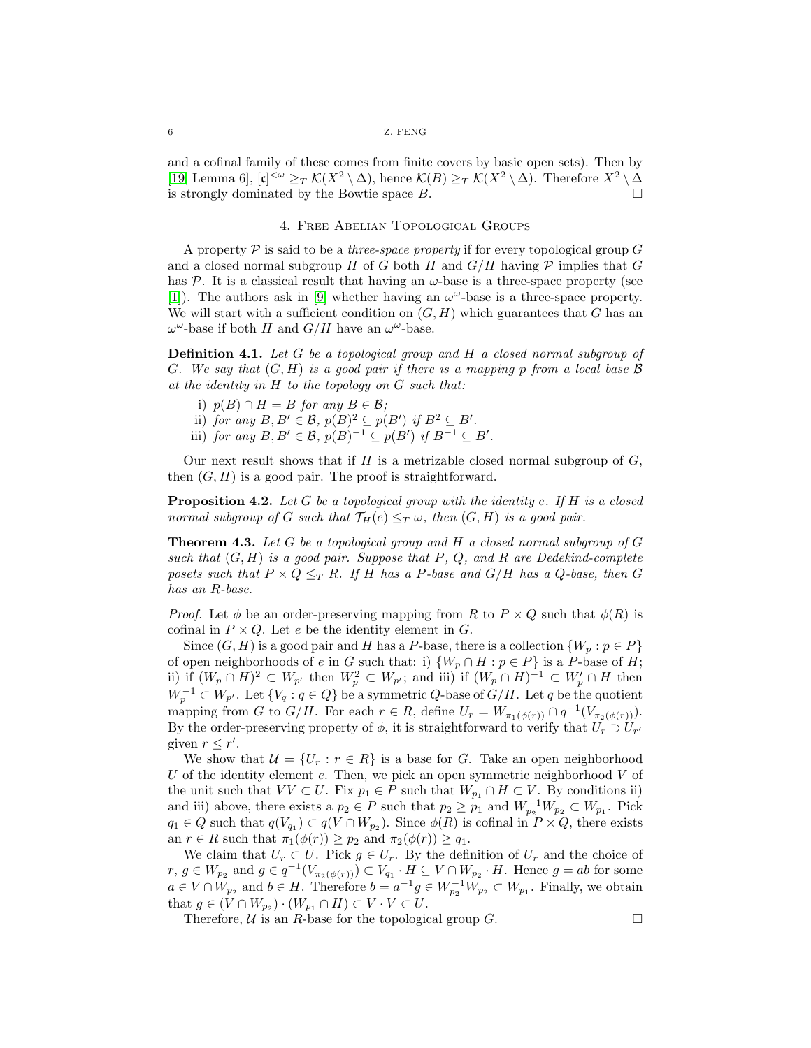and a cofinal family of these comes from finite covers by basic open sets). Then by [19, Lemma 6], $[\mathfrak{c}]^{<\omega} \geq_T \mathcal{K}(X^2 \setminus \Delta)$, hence $\mathcal{K}(B) \geq_T \mathcal{K}(X^2 \setminus \Delta)$. Therefore $X^2 \setminus \Delta$ is strongly dominated by the Bowtie space $B$. □

## 4. Free Abelian Topological Groups

A property $\mathcal{P}$ is said to be a *three-space property* if for every topological group $G$ and a closed normal subgroup $H$ of $G$ both $H$ and $G/H$ having $\mathcal{P}$ implies that $G$ has $\mathcal{P}$. It is a classical result that having an $\omega$-base is a three-space property (see [1]). The authors ask in [9] whether having an $\omega^\omega$-base is a three-space property. We will start with a sufficient condition on $(G, H)$ which guarantees that $G$ has an $\omega^\omega$-base if both $H$ and $G/H$ have an $\omega^\omega$-base.

**Definition 4.1.** *Let $G$ be a topological group and $H$ a closed normal subgroup of $G$. We say that $(G, H)$ is a good pair if there is a mapping $p$ from a local base $\mathcal{B}$ at the identity in $H$ to the topology on $G$ such that:*

i) *$p(B) \cap H = B$ for any $B \in \mathcal{B}$;*
ii) *for any $B, B' \in \mathcal{B}$, $p(B)^2 \subseteq p(B')$ if $B^2 \subseteq B'$.*
iii) *for any $B, B' \in \mathcal{B}$, $p(B)^{-1} \subseteq p(B')$ if $B^{-1} \subseteq B'$.*

Our next result shows that if $H$ is a metrizable closed normal subgroup of $G$, then $(G, H)$ is a good pair. The proof is straightforward.

**Proposition 4.2.** *Let $G$ be a topological group with the identity $e$. If $H$ is a closed normal subgroup of $G$ such that $\mathcal{T}_H(e) \leq_T \omega$, then $(G, H)$ is a good pair.*

**Theorem 4.3.** *Let $G$ be a topological group and $H$ a closed normal subgroup of $G$ such that $(G, H)$ is a good pair. Suppose that $P$, $Q$, and $R$ are Dedekind-complete posets such that $P \times Q \leq_T R$. If $H$ has a $P$-base and $G/H$ has a $Q$-base, then $G$ has an $R$-base.*

*Proof.* Let $\phi$ be an order-preserving mapping from $R$ to $P \times Q$ such that $\phi(R)$ is cofinal in $P \times Q$. Let $e$ be the identity element in $G$.

Since $(G, H)$ is a good pair and $H$ has a $P$-base, there is a collection $\{W_p : p \in P\}$ of open neighborhoods of $e$ in $G$ such that: i) $\{W_p \cap H : p \in P\}$ is a $P$-base of $H$; ii) if $(W_p \cap H)^2 \subset W_{p'}$ then $W_p^2 \subset W_{p'}$; and iii) if $(W_p \cap H)^{-1} \subset W_p' \cap H$ then $W_p^{-1} \subset W_{p'}$. Let $\{V_q : q \in Q\}$ be a symmetric $Q$-base of $G/H$. Let $q$ be the quotient mapping from $G$ to $G/H$. For each $r \in R$, define $U_r = W_{\pi_1(\phi(r))} \cap q^{-1}(V_{\pi_2(\phi(r))})$. By the order-preserving property of $\phi$, it is straightforward to verify that $U_r \supset U_{r'}$ given $r \leq r'$.

We show that $\mathcal{U} = \{U_r : r \in R\}$ is a base for $G$. Take an open neighborhood $U$ of the identity element $e$. Then, we pick an open symmetric neighborhood $V$ of the unit such that $VV \subset U$. Fix $p_1 \in P$ such that $W_{p_1} \cap H \subset V$. By conditions ii) and iii) above, there exists a $p_2 \in P$ such that $p_2 \geq p_1$ and $W_{p_2}^{-1} W_{p_2} \subset W_{p_1}$. Pick $q_1 \in Q$ such that $q(V_{q_1}) \subset q(V \cap W_{p_2})$. Since $\phi(R)$ is cofinal in $P \times Q$, there exists an $r \in R$ such that $\pi_1(\phi(r)) \geq p_2$ and $\pi_2(\phi(r)) \geq q_1$.

We claim that $U_r \subset U$. Pick $g \in U_r$. By the definition of $U_r$ and the choice of $r$, $g \in W_{p_2}$ and $g \in q^{-1}(V_{\pi_2(\phi(r))}) \subset V_{q_1} \cdot H \subseteq V \cap W_{p_2} \cdot H$. Hence $g = ab$ for some $a \in V \cap W_{p_2}$ and $b \in H$. Therefore $b = a^{-1} g \in W_{p_2}^{-1} W_{p_2} \subset W_{p_1}$. Finally, we obtain that $g \in (V \cap W_{p_2}) \cdot (W_{p_1} \cap H) \subset V \cdot V \subset U$.

Therefore, $\mathcal{U}$ is an $R$-base for the topological group $G$. □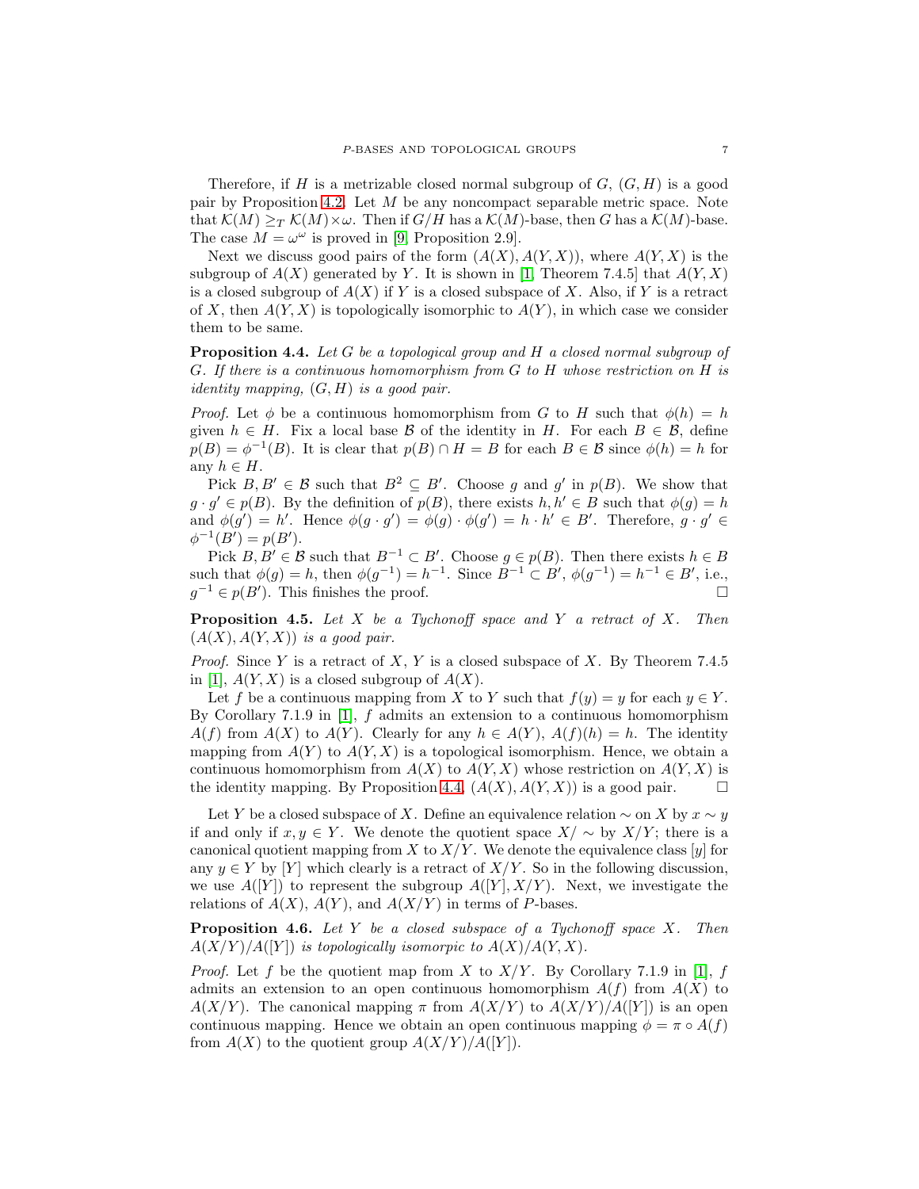Therefore, if $H$ is a metrizable closed normal subgroup of $G$, $(G, H)$ is a good pair by Proposition 4.2. Let $M$ be any noncompact separable metric space. Note that $\mathcal{K}(M) \geq_T \mathcal{K}(M) \times \omega$. Then if $G/H$ has a $\mathcal{K}(M)$-base, then $G$ has a $\mathcal{K}(M)$-base. The case $M = \omega^\omega$ is proved in [9, Proposition 2.9].

Next we discuss good pairs of the form $(A(X), A(Y, X))$, where $A(Y, X)$ is the subgroup of $A(X)$ generated by $Y$. It is shown in [1, Theorem 7.4.5] that $A(Y, X)$ is a closed subgroup of $A(X)$ if $Y$ is a closed subspace of $X$. Also, if $Y$ is a retract of $X$, then $A(Y, X)$ is topologically isomorphic to $A(Y)$, in which case we consider them to be same.

**Proposition 4.4.** *Let $G$ be a topological group and $H$ a closed normal subgroup of $G$. If there is a continuous homomorphism from $G$ to $H$ whose restriction on $H$ is identity mapping, $(G, H)$ is a good pair.*

*Proof.* Let $\phi$ be a continuous homomorphism from $G$ to $H$ such that $\phi(h) = h$ given $h \in H$. Fix a local base $\mathcal{B}$ of the identity in $H$. For each $B \in \mathcal{B}$, define $p(B) = \phi^{-1}(B)$. It is clear that $p(B) \cap H = B$ for each $B \in \mathcal{B}$ since $\phi(h) = h$ for any $h \in H$.

Pick $B, B' \in \mathcal{B}$ such that $B^2 \subseteq B'$. Choose $g$ and $g'$ in $p(B)$. We show that $g \cdot g' \in p(B)$. By the definition of $p(B)$, there exists $h, h' \in B$ such that $\phi(g) = h$ and $\phi(g') = h'$. Hence $\phi(g \cdot g') = \phi(g) \cdot \phi(g') = h \cdot h' \in B'$. Therefore, $g \cdot g' \in \phi^{-1}(B') = p(B')$.

Pick $B, B' \in \mathcal{B}$ such that $B^{-1} \subset B'$. Choose $g \in p(B)$. Then there exists $h \in B$ such that $\phi(g) = h$, then $\phi(g^{-1}) = h^{-1}$. Since $B^{-1} \subset B'$, $\phi(g^{-1}) = h^{-1} \in B'$, i.e., $g^{-1} \in p(B')$. This finishes the proof. $\square$

**Proposition 4.5.** *Let $X$ be a Tychonoff space and $Y$ a retract of $X$. Then $(A(X), A(Y, X))$ is a good pair.*

*Proof.* Since $Y$ is a retract of $X$, $Y$ is a closed subspace of $X$. By Theorem 7.4.5 in [1], $A(Y, X)$ is a closed subgroup of $A(X)$.

Let $f$ be a continuous mapping from $X$ to $Y$ such that $f(y) = y$ for each $y \in Y$. By Corollary 7.1.9 in [1], $f$ admits an extension to a continuous homomorphism $A(f)$ from $A(X)$ to $A(Y)$. Clearly for any $h \in A(Y)$, $A(f)(h) = h$. The identity mapping from $A(Y)$ to $A(Y, X)$ is a topological isomorphism. Hence, we obtain a continuous homomorphism from $A(X)$ to $A(Y, X)$ whose restriction on $A(Y, X)$ is the identity mapping. By Proposition 4.4, $(A(X), A(Y, X))$ is a good pair. $\square$

Let $Y$ be a closed subspace of $X$. Define an equivalence relation $\sim$ on $X$ by $x \sim y$ if and only if $x, y \in Y$. We denote the quotient space $X/\sim$ by $X/Y$; there is a canonical quotient mapping from $X$ to $X/Y$. We denote the equivalence class $[y]$ for any $y \in Y$ by $[Y]$ which clearly is a retract of $X/Y$. So in the following discussion, we use $A([Y])$ to represent the subgroup $A([Y], X/Y)$. Next, we investigate the relations of $A(X)$, $A(Y)$, and $A(X/Y)$ in terms of $P$-bases.

**Proposition 4.6.** *Let $Y$ be a closed subspace of a Tychonoff space $X$. Then $A(X/Y)/A([Y])$ is topologically isomorpic to $A(X)/A(Y, X)$.*

*Proof.* Let $f$ be the quotient map from $X$ to $X/Y$. By Corollary 7.1.9 in [1], $f$ admits an extension to an open continuous homomorphism $A(f)$ from $A(X)$ to $A(X/Y)$. The canonical mapping $\pi$ from $A(X/Y)$ to $A(X/Y)/A([Y])$ is an open continuous mapping. Hence we obtain an open continuous mapping $\phi = \pi \circ A(f)$ from $A(X)$ to the quotient group $A(X/Y)/A([Y])$.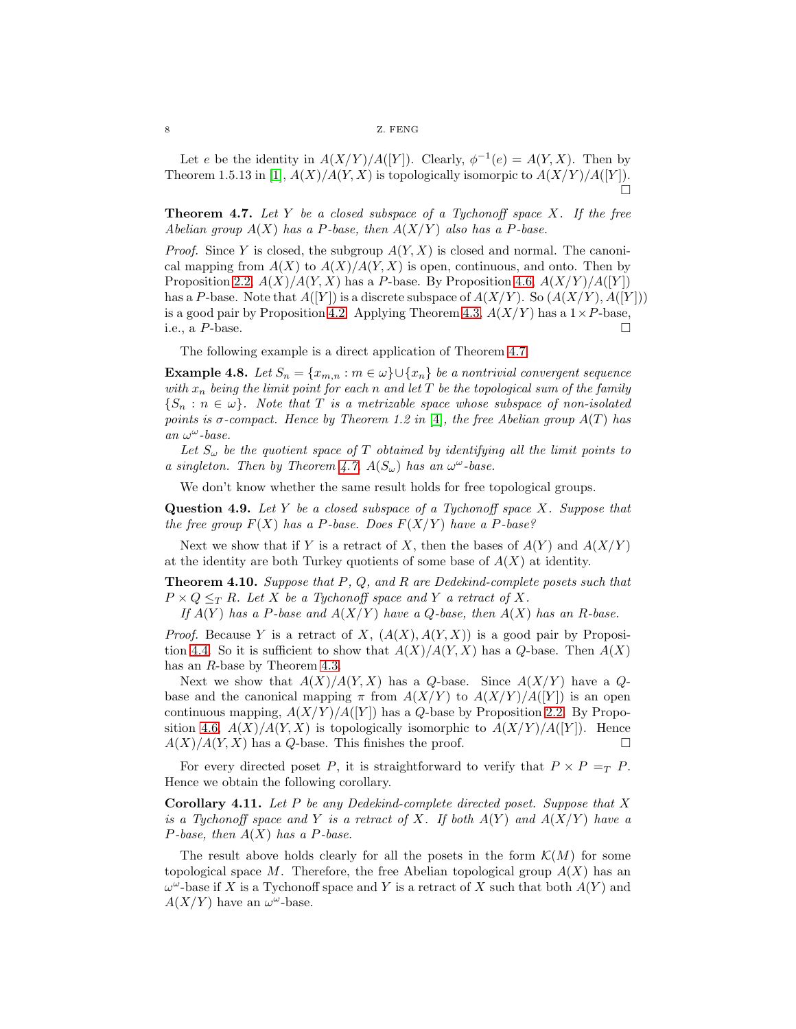Let $e$ be the identity in $A(X/Y)/A([Y])$. Clearly, $\phi^{-1}(e) = A(Y, X)$. Then by Theorem 1.5.13 in [1], $A(X)/A(Y, X)$ is topologically isomorpic to $A(X/Y)/A([Y])$. □

**Theorem 4.7.** *Let $Y$ be a closed subspace of a Tychonoff space $X$. If the free Abelian group $A(X)$ has a $P$-base, then $A(X/Y)$ also has a $P$-base.*

*Proof.* Since $Y$ is closed, the subgroup $A(Y, X)$ is closed and normal. The canonical mapping from $A(X)$ to $A(X)/A(Y, X)$ is open, continuous, and onto. Then by Proposition 2.2, $A(X)/A(Y, X)$ has a $P$-base. By Proposition 4.6, $A(X/Y)/A([Y])$ has a $P$-base. Note that $A([Y])$ is a discrete subspace of $A(X/Y)$. So $(A(X/Y), A([Y]))$ is a good pair by Proposition 4.2. Applying Theorem 4.3, $A(X/Y)$ has a $1 \times P$-base, i.e., a $P$-base. □

The following example is a direct application of Theorem 4.7.

**Example 4.8.** *Let $S_n = \{x_{m,n} : m \in \omega\} \cup \{x_n\}$ be a nontrivial convergent sequence with $x_n$ being the limit point for each $n$ and let $T$ be the topological sum of the family $\{S_n : n \in \omega\}$. Note that $T$ is a metrizable space whose subspace of non-isolated points is $\sigma$-compact. Hence by Theorem 1.2 in [4], the free Abelian group $A(T)$ has an $\omega^\omega$-base.*

*Let $S_\omega$ be the quotient space of $T$ obtained by identifying all the limit points to a singleton. Then by Theorem 4.7, $A(S_\omega)$ has an $\omega^\omega$-base.*

We don't know whether the same result holds for free topological groups.

**Question 4.9.** *Let $Y$ be a closed subspace of a Tychonoff space $X$. Suppose that the free group $F(X)$ has a $P$-base. Does $F(X/Y)$ have a $P$-base?*

Next we show that if $Y$ is a retract of $X$, then the bases of $A(Y)$ and $A(X/Y)$ at the identity are both Turkey quotients of some base of $A(X)$ at identity.

**Theorem 4.10.** *Suppose that $P$, $Q$, and $R$ are Dedekind-complete posets such that $P \times Q \leq_T R$. Let $X$ be a Tychonoff space and $Y$ a retract of $X$.*

*If $A(Y)$ has a $P$-base and $A(X/Y)$ have a $Q$-base, then $A(X)$ has an $R$-base.*

*Proof.* Because $Y$ is a retract of $X$, $(A(X), A(Y, X))$ is a good pair by Proposition 4.4. So it is sufficient to show that $A(X)/A(Y, X)$ has a $Q$-base. Then $A(X)$ has an $R$-base by Theorem 4.3.

Next we show that $A(X)/A(Y, X)$ has a $Q$-base. Since $A(X/Y)$ have a $Q$-base and the canonical mapping $\pi$ from $A(X/Y)$ to $A(X/Y)/A([Y])$ is an open continuous mapping, $A(X/Y)/A([Y])$ has a $Q$-base by Proposition 2.2. By Proposition 4.6, $A(X)/A(Y, X)$ is topologically isomorphic to $A(X/Y)/A([Y])$. Hence $A(X)/A(Y, X)$ has a $Q$-base. This finishes the proof. □

For every directed poset $P$, it is straightforward to verify that $P \times P =_T P$. Hence we obtain the following corollary.

**Corollary 4.11.** *Let $P$ be any Dedekind-complete directed poset. Suppose that $X$ is a Tychonoff space and $Y$ is a retract of $X$. If both $A(Y)$ and $A(X/Y)$ have a $P$-base, then $A(X)$ has a $P$-base.*

The result above holds clearly for all the posets in the form $\mathcal{K}(M)$ for some topological space $M$. Therefore, the free Abelian topological group $A(X)$ has an $\omega^\omega$-base if $X$ is a Tychonoff space and $Y$ is a retract of $X$ such that both $A(Y)$ and $A(X/Y)$ have an $\omega^\omega$-base.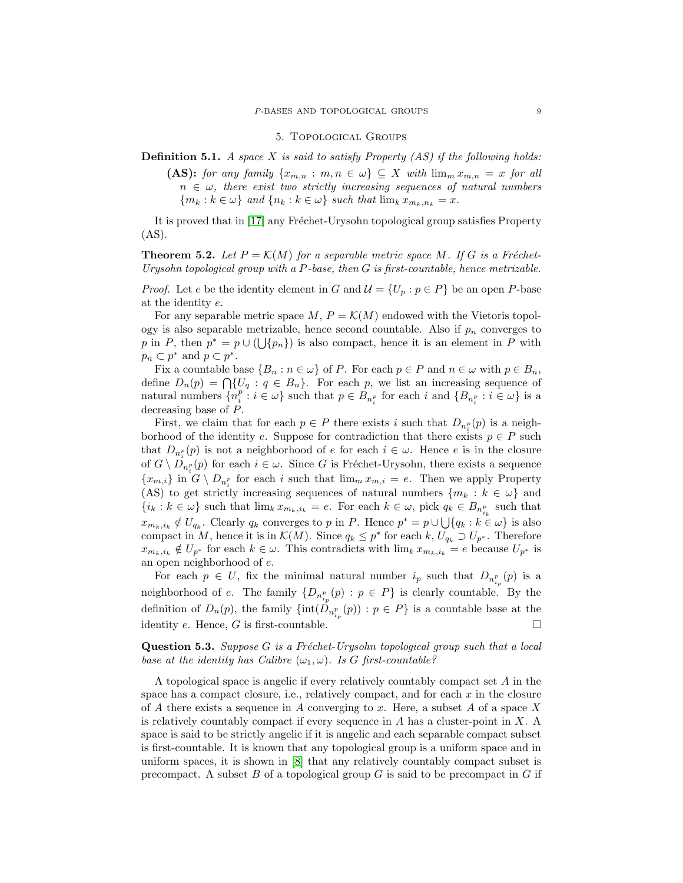## 5. Topological Groups

**Definition 5.1.** *A space $X$ is said to satisfy Property (AS) if the following holds:*

**(AS):** *for any family $\{x_{m,n} : m, n \in \omega\} \subseteq X$ with $\lim_m x_{m,n} = x$ for all $n \in \omega$, there exist two strictly increasing sequences of natural numbers $\{m_k : k \in \omega\}$ and $\{n_k : k \in \omega\}$ such that $\lim_k x_{m_k, n_k} = x$.*

It is proved that in [17] any Fréchet-Urysohn topological group satisfies Property (AS).

**Theorem 5.2.** *Let $P = \mathcal{K}(M)$ for a separable metric space $M$. If $G$ is a Fréchet-Urysohn topological group with a $P$-base, then $G$ is first-countable, hence metrizable.*

*Proof.* Let $e$ be the identity element in $G$ and $\mathcal{U} = \{U_p : p \in P\}$ be an open $P$-base at the identity $e$.

For any separable metric space $M$, $P = \mathcal{K}(M)$ endowed with the Vietoris topology is also separable metrizable, hence second countable. Also if $p_n$ converges to $p$ in $P$, then $p^* = p \cup (\bigcup\{p_n\})$ is also compact, hence it is an element in $P$ with $p_n \subset p^*$ and $p \subset p^*$.

Fix a countable base $\{B_n : n \in \omega\}$ of $P$. For each $p \in P$ and $n \in \omega$ with $p \in B_n$, define $D_n(p) = \bigcap\{U_q : q \in B_n\}$. For each $p$, we list an increasing sequence of natural numbers $\{n_i^p : i \in \omega\}$ such that $p \in B_{n_i^p}$ for each $i$ and $\{B_{n_i^p} : i \in \omega\}$ is a decreasing base of $P$.

First, we claim that for each $p \in P$ there exists $i$ such that $D_{n_i^p}(p)$ is a neighborhood of the identity $e$. Suppose for contradiction that there exists $p \in P$ such that $D_{n_i^p}(p)$ is not a neighborhood of $e$ for each $i \in \omega$. Hence $e$ is in the closure of $G \setminus D_{n_i^p}(p)$ for each $i \in \omega$. Since $G$ is Fréchet-Urysohn, there exists a sequence $\{x_{m,i}\}$ in $G \setminus D_{n_i^p}$ for each $i$ such that $\lim_m x_{m,i} = e$. Then we apply Property (AS) to get strictly increasing sequences of natural numbers $\{m_k : k \in \omega\}$ and $\{i_k : k \in \omega\}$ such that $\lim_k x_{m_k, i_k} = e$. For each $k \in \omega$, pick $q_k \in B_{n_{i_k}^p}$ such that $x_{m_k, i_k} \notin U_{q_k}$. Clearly $q_k$ converges to $p$ in $P$. Hence $p^* = p \cup \bigcup\{q_k : k \in \omega\}$ is also compact in $M$, hence it is in $\mathcal{K}(M)$. Since $q_k \leq p^*$ for each $k$, $U_{q_k} \supset U_{p^*}$. Therefore $x_{m_k, i_k} \notin U_{p^*}$ for each $k \in \omega$. This contradicts with $\lim_k x_{m_k, i_k} = e$ because $U_{p^*}$ is an open neighborhood of $e$.

For each $p \in U$, fix the minimal natural number $i_p$ such that $D_{n_{i_p}^p}(p)$ is a neighborhood of $e$. The family $\{D_{n_{i_p}^p}(p) : p \in P\}$ is clearly countable. By the definition of $D_n(p)$, the family $\{\text{int}(D_{n_{i_p}^p}(p)) : p \in P\}$ is a countable base at the identity $e$. Hence, $G$ is first-countable. $\square$

**Question 5.3.** *Suppose $G$ is a Fréchet-Urysohn topological group such that a local base at the identity has Calibre $(\omega_1, \omega)$. Is $G$ first-countable?*

A topological space is angelic if every relatively countably compact set $A$ in the space has a compact closure, i.e., relatively compact, and for each $x$ in the closure of $A$ there exists a sequence in $A$ converging to $x$. Here, a subset $A$ of a space $X$ is relatively countably compact if every sequence in $A$ has a cluster-point in $X$. A space is said to be strictly angelic if it is angelic and each separable compact subset is first-countable. It is known that any topological group is a uniform space and in uniform spaces, it is shown in [8] that any relatively countably compact subset is precompact. A subset $B$ of a topological group $G$ is said to be precompact in $G$ if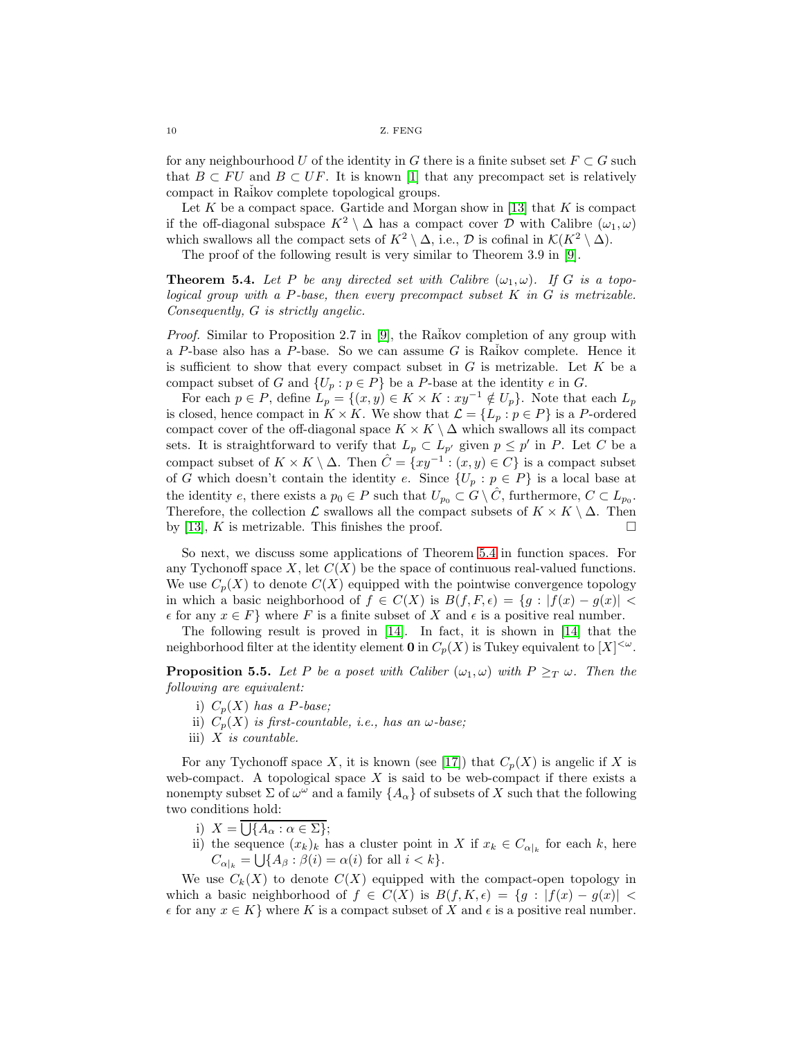for any neighbourhood $U$ of the identity in $G$ there is a finite subset set $F \subset G$ such that $B \subset FU$ and $B \subset UF$. It is known [1] that any precompact set is relatively compact in Raĭkov complete topological groups.

Let $K$ be a compact space. Gartide and Morgan show in [13] that $K$ is compact if the off-diagonal subspace $K^2 \setminus \Delta$ has a compact cover $\mathcal{D}$ with Calibre $(\omega_1, \omega)$ which swallows all the compact sets of $K^2 \setminus \Delta$, i.e., $\mathcal{D}$ is cofinal in $\mathcal{K}(K^2 \setminus \Delta)$.

The proof of the following result is very similar to Theorem 3.9 in [9].

**Theorem 5.4.** *Let $P$ be any directed set with Calibre $(\omega_1, \omega)$. If $G$ is a topological group with a $P$-base, then every precompact subset $K$ in $G$ is metrizable. Consequently, $G$ is strictly angelic.*

*Proof.* Similar to Proposition 2.7 in [9], the Raĭkov completion of any group with a $P$-base also has a $P$-base. So we can assume $G$ is Raĭkov complete. Hence it is sufficient to show that every compact subset in $G$ is metrizable. Let $K$ be a compact subset of $G$ and $\{U_p : p \in P\}$ be a $P$-base at the identity $e$ in $G$.

For each $p \in P$, define $L_p = \{(x, y) \in K \times K : xy^{-1} \notin U_p\}$. Note that each $L_p$ is closed, hence compact in $K \times K$. We show that $\mathcal{L} = \{L_p : p \in P\}$ is a $P$-ordered compact cover of the off-diagonal space $K \times K \setminus \Delta$ which swallows all its compact sets. It is straightforward to verify that $L_p \subset L_{p'}$ given $p \leq p'$ in $P$. Let $C$ be a compact subset of $K \times K \setminus \Delta$. Then $\hat{C} = \{xy^{-1} : (x, y) \in C\}$ is a compact subset of $G$ which doesn't contain the identity $e$. Since $\{U_p : p \in P\}$ is a local base at the identity $e$, there exists a $p_0 \in P$ such that $U_{p_0} \subset G \setminus \hat{C}$, furthermore, $C \subset L_{p_0}$. Therefore, the collection $\mathcal{L}$ swallows all the compact subsets of $K \times K \setminus \Delta$. Then by [13], $K$ is metrizable. This finishes the proof. $\square$

So next, we discuss some applications of Theorem 5.4 in function spaces. For any Tychonoff space $X$, let $C(X)$ be the space of continuous real-valued functions. We use $C_p(X)$ to denote $C(X)$ equipped with the pointwise convergence topology in which a basic neighborhood of $f \in C(X)$ is $B(f, F, \epsilon) = \{g : |f(x) - g(x)| < \epsilon \text{ for any } x \in F\}$ where $F$ is a finite subset of $X$ and $\epsilon$ is a positive real number.

The following result is proved in [14]. In fact, it is shown in [14] that the neighborhood filter at the identity element $\mathbf{0}$ in $C_p(X)$ is Tukey equivalent to $[X]^{<\omega}$.

**Proposition 5.5.** *Let $P$ be a poset with Caliber $(\omega_1, \omega)$ with $P \geq_T \omega$. Then the following are equivalent:*

- i) *$C_p(X)$ has a $P$-base;*
- ii) *$C_p(X)$ is first-countable, i.e., has an $\omega$-base;*
- iii) *$X$ is countable.*

For any Tychonoff space $X$, it is known (see [17]) that $C_p(X)$ is angelic if $X$ is web-compact. A topological space $X$ is said to be web-compact if there exists a nonempty subset $\Sigma$ of $\omega^\omega$ and a family $\{A_\alpha\}$ of subsets of $X$ such that the following two conditions hold:

- i) $X = \overline{\bigcup\{A_\alpha : \alpha \in \Sigma\}}$;
- ii) the sequence $(x_k)_k$ has a cluster point in $X$ if $x_k \in C_{\alpha|_k}$ for each $k$, here $C_{\alpha|_k} = \bigcup\{A_\beta : \beta(i) = \alpha(i) \text{ for all } i < k\}$.

We use $C_k(X)$ to denote $C(X)$ equipped with the compact-open topology in which a basic neighborhood of $f \in C(X)$ is $B(f, K, \epsilon) = \{g : |f(x) - g(x)| < \epsilon \text{ for any } x \in K\}$ where $K$ is a compact subset of $X$ and $\epsilon$ is a positive real number.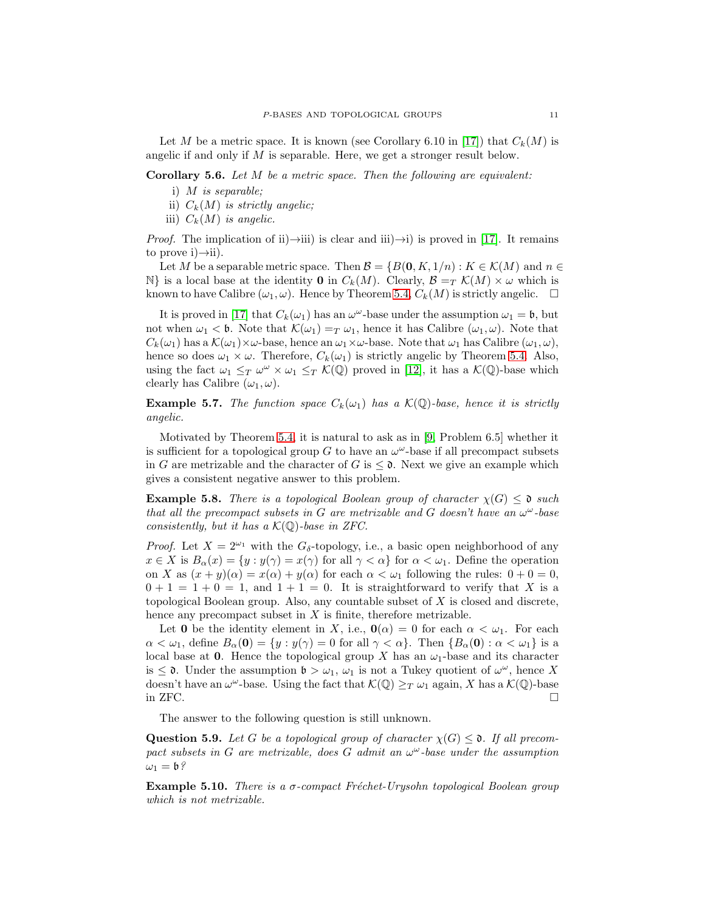Let $M$ be a metric space. It is known (see Corollary 6.10 in [17]) that $C_k(M)$ is angelic if and only if $M$ is separable. Here, we get a stronger result below.

**Corollary 5.6.** *Let $M$ be a metric space. Then the following are equivalent:*

i) *$M$ is separable;*
ii) *$C_k(M)$ is strictly angelic;*
iii) *$C_k(M)$ is angelic.*

*Proof.* The implication of ii)→iii) is clear and iii)→i) is proved in [17]. It remains to prove i)→ii).

Let $M$ be a separable metric space. Then $\mathcal{B} = \{B(\mathbf{0}, K, 1/n) : K \in \mathcal{K}(M) \text{ and } n \in \mathbb{N}\}$ is a local base at the identity $\mathbf{0}$ in $C_k(M)$. Clearly, $\mathcal{B} =_T \mathcal{K}(M) \times \omega$ which is known to have Calibre $(\omega_1, \omega)$. Hence by Theorem 5.4, $C_k(M)$ is strictly angelic. □

It is proved in [17] that $C_k(\omega_1)$ has an $\omega^\omega$-base under the assumption $\omega_1 = \mathfrak{b}$, but not when $\omega_1 < \mathfrak{b}$. Note that $\mathcal{K}(\omega_1) =_T \omega_1$, hence it has Calibre $(\omega_1, \omega)$. Note that $C_k(\omega_1)$ has a $\mathcal{K}(\omega_1)\times\omega$-base, hence an $\omega_1\times\omega$-base. Note that $\omega_1$ has Calibre $(\omega_1, \omega)$, hence so does $\omega_1 \times \omega$. Therefore, $C_k(\omega_1)$ is strictly angelic by Theorem 5.4. Also, using the fact $\omega_1 \leq_T \omega^\omega \times \omega_1 \leq_T \mathcal{K}(\mathbb{Q})$ proved in [12], it has a $\mathcal{K}(\mathbb{Q})$-base which clearly has Calibre $(\omega_1, \omega)$.

**Example 5.7.** *The function space $C_k(\omega_1)$ has a $\mathcal{K}(\mathbb{Q})$-base, hence it is strictly angelic.*

Motivated by Theorem 5.4, it is natural to ask as in [9, Problem 6.5] whether it is sufficient for a topological group $G$ to have an $\omega^\omega$-base if all precompact subsets in $G$ are metrizable and the character of $G$ is $\leq \mathfrak{d}$. Next we give an example which gives a consistent negative answer to this problem.

**Example 5.8.** *There is a topological Boolean group of character $\chi(G) \leq \mathfrak{d}$ such that all the precompact subsets in $G$ are metrizable and $G$ doesn't have an $\omega^\omega$-base consistently, but it has a $\mathcal{K}(\mathbb{Q})$-base in ZFC.*

*Proof.* Let $X = 2^{\omega_1}$ with the $G_\delta$-topology, i.e., a basic open neighborhood of any $x \in X$ is $B_\alpha(x) = \{y : y(\gamma) = x(\gamma) \text{ for all } \gamma < \alpha\}$ for $\alpha < \omega_1$. Define the operation on $X$ as $(x + y)(\alpha) = x(\alpha) + y(\alpha)$ for each $\alpha < \omega_1$ following the rules: $0 + 0 = 0$, $0 + 1 = 1 + 0 = 1$, and $1 + 1 = 0$. It is straightforward to verify that $X$ is a topological Boolean group. Also, any countable subset of $X$ is closed and discrete, hence any precompact subset in $X$ is finite, therefore metrizable.

Let $\mathbf{0}$ be the identity element in $X$, i.e., $\mathbf{0}(\alpha) = 0$ for each $\alpha < \omega_1$. For each $\alpha < \omega_1$, define $B_\alpha(\mathbf{0}) = \{y : y(\gamma) = 0 \text{ for all } \gamma < \alpha\}$. Then $\{B_\alpha(\mathbf{0}) : \alpha < \omega_1\}$ is a local base at $\mathbf{0}$. Hence the topological group $X$ has an $\omega_1$-base and its character is $\leq \mathfrak{d}$. Under the assumption $\mathfrak{b} > \omega_1$, $\omega_1$ is not a Tukey quotient of $\omega^\omega$, hence $X$ doesn't have an $\omega^\omega$-base. Using the fact that $\mathcal{K}(\mathbb{Q}) \geq_T \omega_1$ again, $X$ has a $\mathcal{K}(\mathbb{Q})$-base in ZFC. □

The answer to the following question is still unknown.

**Question 5.9.** *Let $G$ be a topological group of character $\chi(G) \leq \mathfrak{d}$. If all precompact subsets in $G$ are metrizable, does $G$ admit an $\omega^\omega$-base under the assumption $\omega_1 = \mathfrak{b}$?*

**Example 5.10.** *There is a $\sigma$-compact Fréchet-Urysohn topological Boolean group which is not metrizable.*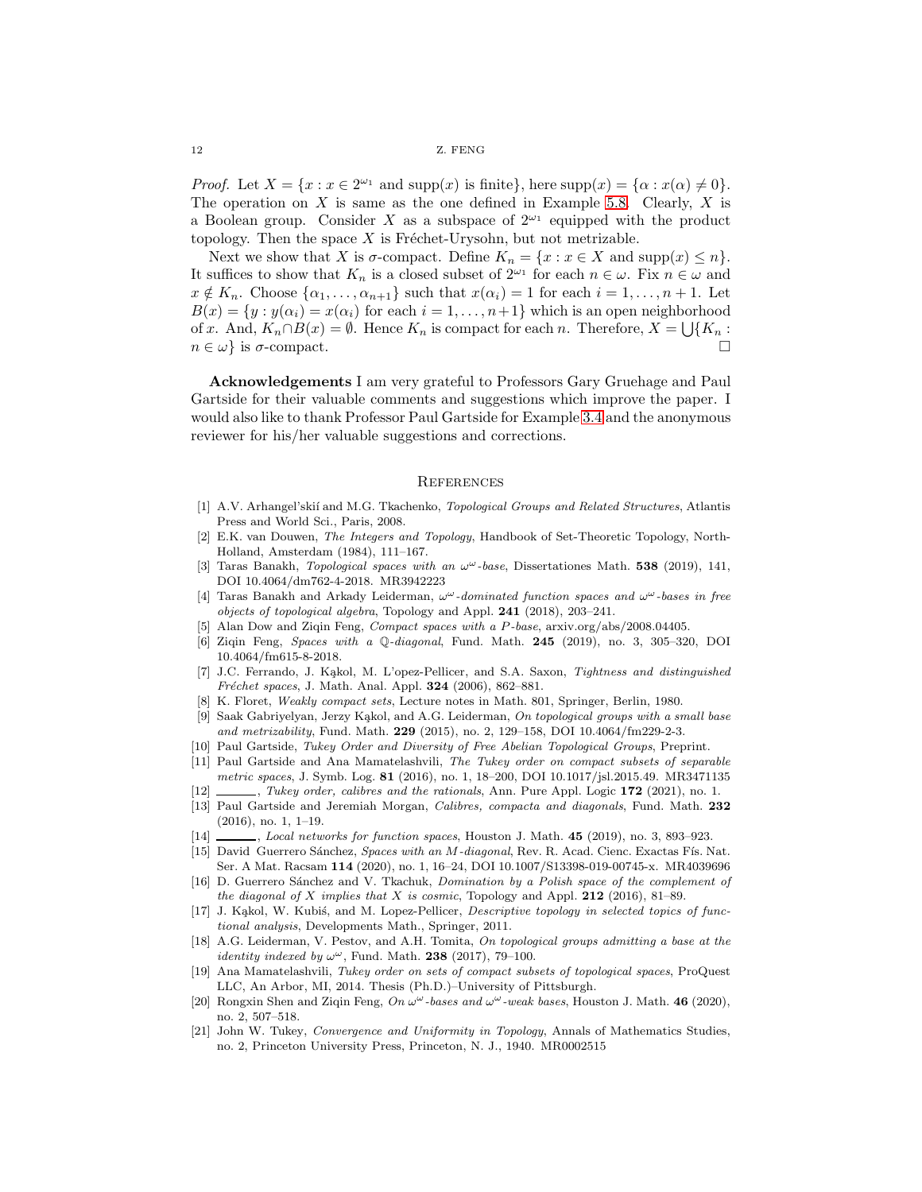*Proof.* Let $X = \{x : x \in 2^{\omega_1}$ and $\text{supp}(x)$ is finite$\}$, here $\text{supp}(x) = \{\alpha : x(\alpha) \neq 0\}$. The operation on $X$ is same as the one defined in Example 5.8. Clearly, $X$ is a Boolean group. Consider $X$ as a subspace of $2^{\omega_1}$ equipped with the product topology. Then the space $X$ is Fréchet-Urysohn, but not metrizable.

Next we show that $X$ is $\sigma$-compact. Define $K_n = \{x : x \in X$ and $\text{supp}(x) \leq n\}$. It suffices to show that $K_n$ is a closed subset of $2^{\omega_1}$ for each $n \in \omega$. Fix $n \in \omega$ and $x \notin K_n$. Choose $\{\alpha_1, \ldots, \alpha_{n+1}\}$ such that $x(\alpha_i) = 1$ for each $i = 1, \ldots, n+1$. Let $B(x) = \{y : y(\alpha_i) = x(\alpha_i)$ for each $i = 1, \ldots, n+1\}$ which is an open neighborhood of $x$. And, $K_n \cap B(x) = \emptyset$. Hence $K_n$ is compact for each $n$. Therefore, $X = \bigcup\{K_n : n \in \omega\}$ is $\sigma$-compact. □

**Acknowledgements** I am very grateful to Professors Gary Gruehage and Paul Gartside for their valuable comments and suggestions which improve the paper. I would also like to thank Professor Paul Gartside for Example 3.4 and the anonymous reviewer for his/her valuable suggestions and corrections.

## References

[1] A.V. Arhangel'skií and M.G. Tkachenko, *Topological Groups and Related Structures*, Atlantis Press and World Sci., Paris, 2008.

[2] E.K. van Douwen, *The Integers and Topology*, Handbook of Set-Theoretic Topology, North-Holland, Amsterdam (1984), 111–167.

[3] Taras Banakh, *Topological spaces with an $\omega^\omega$-base*, Dissertationes Math. **538** (2019), 141, DOI 10.4064/dm762-4-2018. MR3942223

[4] Taras Banakh and Arkady Leiderman, *$\omega^\omega$-dominated function spaces and $\omega^\omega$-bases in free objects of topological algebra*, Topology and Appl. **241** (2018), 203–241.

[5] Alan Dow and Ziqin Feng, *Compact spaces with a $P$-base*, arxiv.org/abs/2008.04405.

[6] Ziqin Feng, *Spaces with a $\mathbb{Q}$-diagonal*, Fund. Math. **245** (2019), no. 3, 305–320, DOI 10.4064/fm615-8-2018.

[7] J.C. Ferrando, J. Kąkol, M. L'opez-Pellicer, and S.A. Saxon, *Tightness and distinguished Fréchet spaces*, J. Math. Anal. Appl. **324** (2006), 862–881.

[8] K. Floret, *Weakly compact sets*, Lecture notes in Math. 801, Springer, Berlin, 1980.

[9] Saak Gabriyelyan, Jerzy Kąkol, and A.G. Leiderman, *On topological groups with a small base and metrizability*, Fund. Math. **229** (2015), no. 2, 129–158, DOI 10.4064/fm229-2-3.

[10] Paul Gartside, *Tukey Order and Diversity of Free Abelian Topological Groups*, Preprint.

[11] Paul Gartside and Ana Mamatelashvili, *The Tukey order on compact subsets of separable metric spaces*, J. Symb. Log. **81** (2016), no. 1, 18–200, DOI 10.1017/jsl.2015.49. MR3471135

[12] ______, *Tukey order, calibres and the rationals*, Ann. Pure Appl. Logic **172** (2021), no. 1.

[13] Paul Gartside and Jeremiah Morgan, *Calibres, compacta and diagonals*, Fund. Math. **232** (2016), no. 1, 1–19.

[14] ______, *Local networks for function spaces*, Houston J. Math. **45** (2019), no. 3, 893–923.

[15] David Guerrero Sánchez, *Spaces with an $M$-diagonal*, Rev. R. Acad. Cienc. Exactas Fís. Nat. Ser. A Mat. Racsam **114** (2020), no. 1, 16–24, DOI 10.1007/S13398-019-00745-x. MR4039696

[16] D. Guerrero Sánchez and V. Tkachuk, *Domination by a Polish space of the complement of the diagonal of $X$ implies that $X$ is cosmic*, Topology and Appl. **212** (2016), 81–89.

[17] J. Kąkol, W. Kubiś, and M. Lopez-Pellicer, *Descriptive topology in selected topics of functional analysis*, Developments Math., Springer, 2011.

[18] A.G. Leiderman, V. Pestov, and A.H. Tomita, *On topological groups admitting a base at the identity indexed by $\omega^\omega$*, Fund. Math. **238** (2017), 79–100.

[19] Ana Mamatelashvili, *Tukey order on sets of compact subsets of topological spaces*, ProQuest LLC, An Arbor, MI, 2014. Thesis (Ph.D.)–University of Pittsburgh.

[20] Rongxin Shen and Ziqin Feng, *On $\omega^\omega$-bases and $\omega^\omega$-weak bases*, Houston J. Math. **46** (2020), no. 2, 507–518.

[21] John W. Tukey, *Convergence and Uniformity in Topology*, Annals of Mathematics Studies, no. 2, Princeton University Press, Princeton, N. J., 1940. MR0002515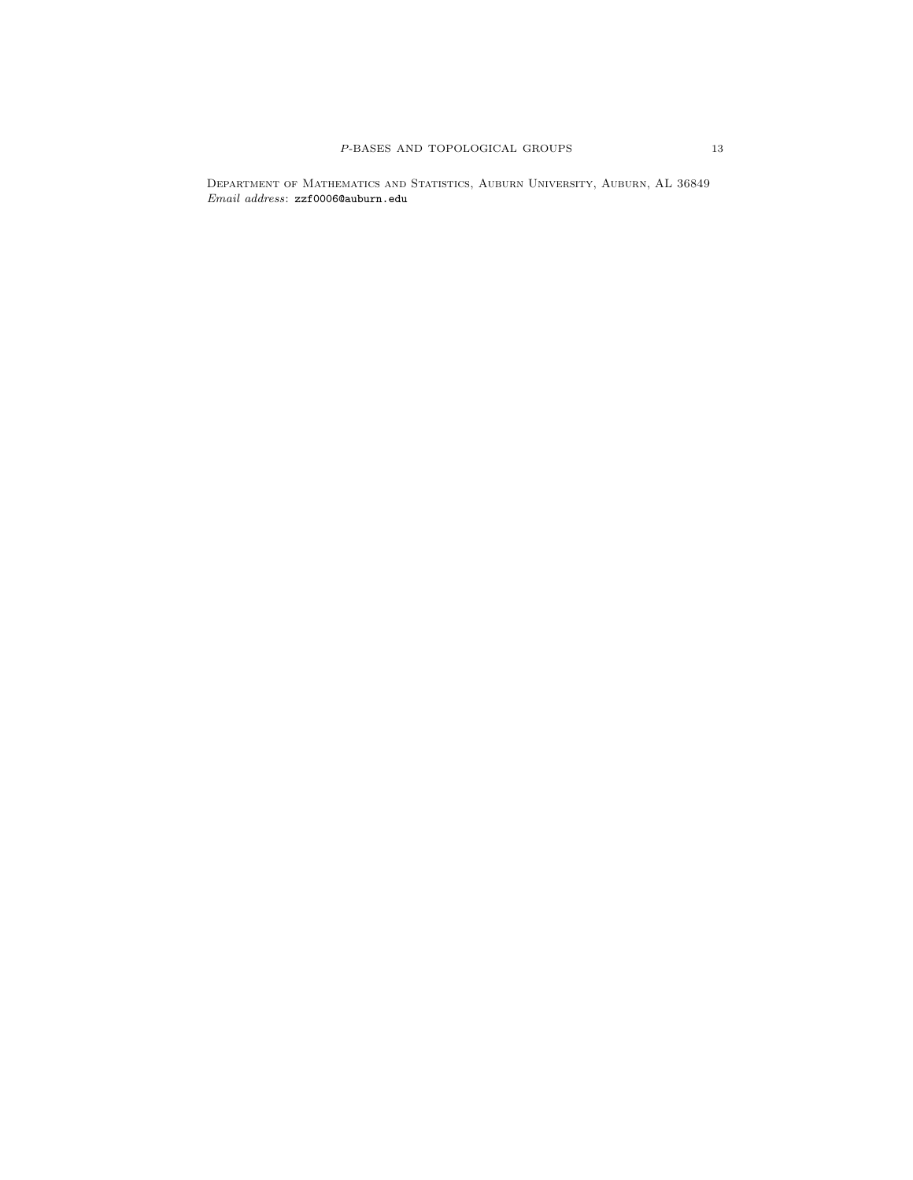Department of Mathematics and Statistics, Auburn University, Auburn, AL 36849
*Email address*: zzf0006@auburn.edu